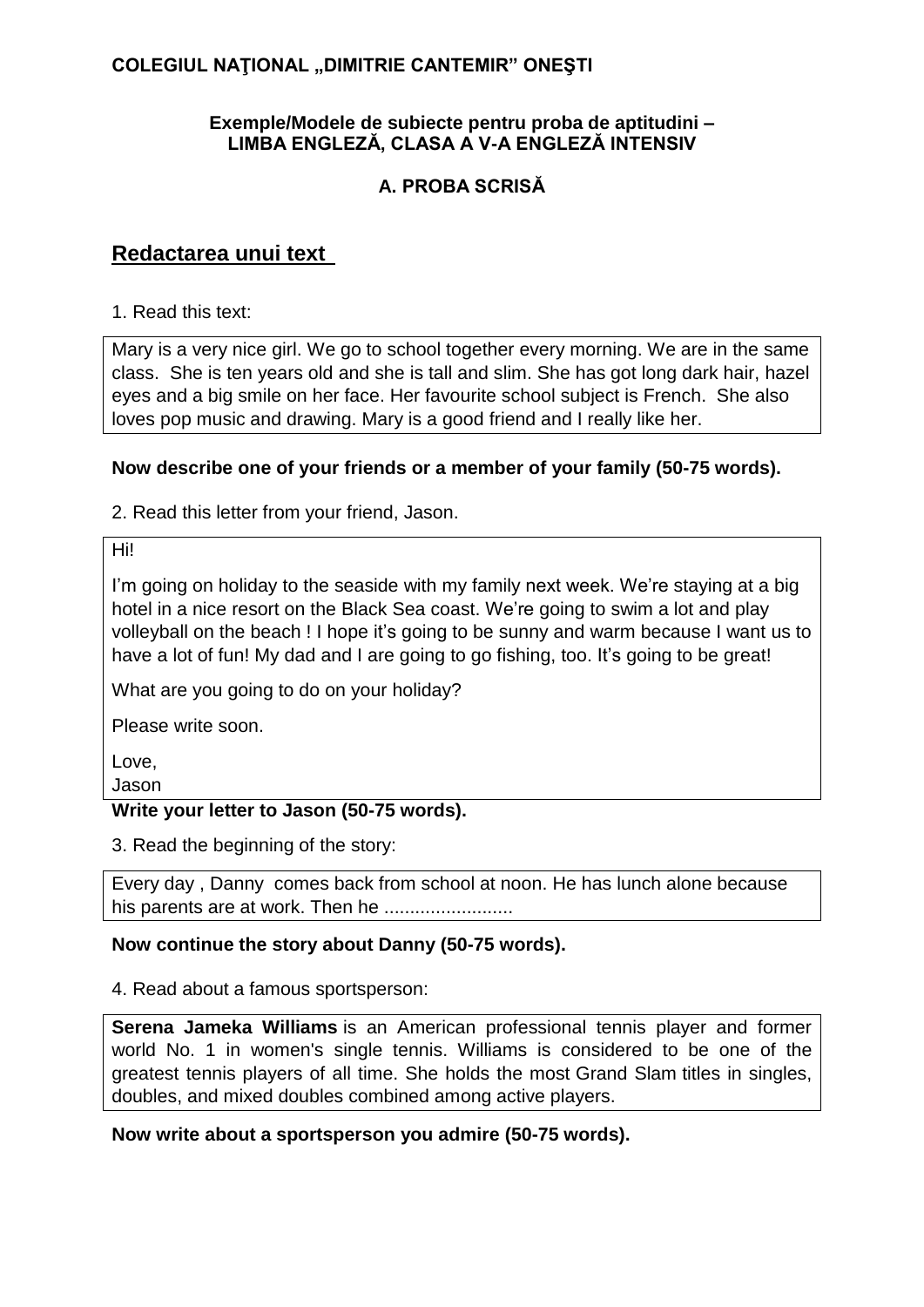**COLEGIUL NAŢIONAL „DIMITRIE CANTEMIR" ONEŞTI**

**Exemple/Modele de subiecte pentru proba de aptitudini – LIMBA ENGLEZĂ, CLASA A V-A ENGLEZĂ INTENSIV**

**A. PROBA SCRISĂ**

## Redactarea unui text

1. Read this text:

Mary is a very nice girl. We go to school together every morning. We are in the same class. She is ten years old and she is tall and slim. She has got long dark hair, hazel eyes and a big smile on her face. Her favourite school subject is French. She also loves pop music and drawing. Mary is a good friend and I really like her.

**Now describe one of your friends or a member of your family (50-75 words).**

2. Read this letter from your friend, Jason.

Hi!

I'm going on holiday to the seaside with my family next week. We're staying at a big hotel in a nice resort on the Black Sea coast. We're going to swim a lot and play volleyball on the beach ! I hope it's going to be sunny and warm because I want us to have a lot of fun! My dad and I are going to go fishing, too. It's going to be great!

What are you going to do on your holiday?

Please write soon.

Love,
Jason

**Write your letter to Jason (50-75 words).**

3. Read the beginning of the story:

Every day , Danny comes back from school at noon. He has lunch alone because his parents are at work. Then he .........................

**Now continue the story about Danny (50-75 words).**

4. Read about a famous sportsperson:

**Serena Jameka Williams** is an American professional tennis player and former world No. 1 in women's single tennis. Williams is considered to be one of the greatest tennis players of all time. She holds the most Grand Slam titles in singles, doubles, and mixed doubles combined among active players.

**Now write about a sportsperson you admire (50-75 words).**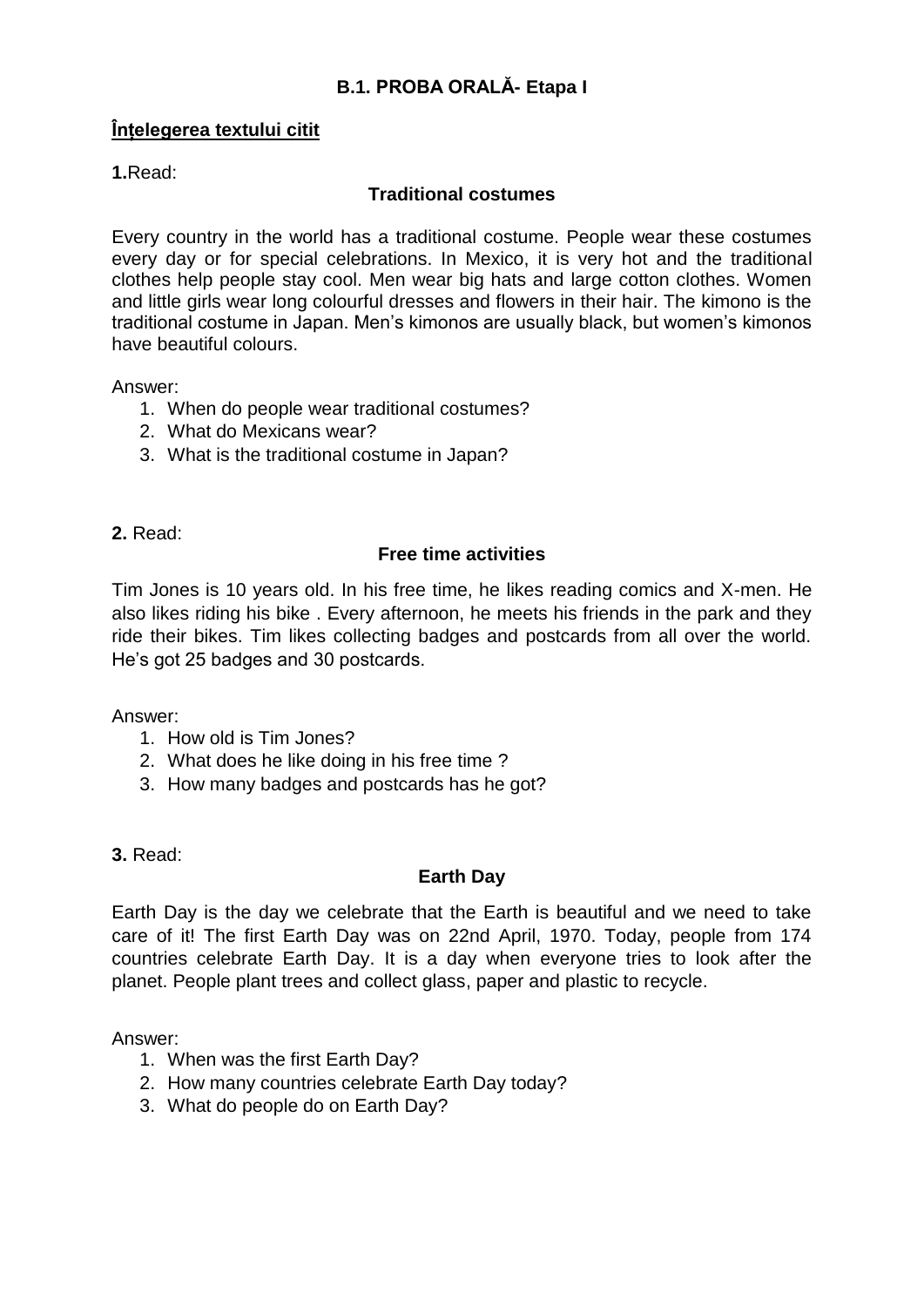## B.1. PROBA ORALĂ- Etapa I

**Înțelegerea textului citit**

**1.** Read:

### Traditional costumes

Every country in the world has a traditional costume. People wear these costumes every day or for special celebrations. In Mexico, it is very hot and the traditional clothes help people stay cool. Men wear big hats and large cotton clothes. Women and little girls wear long colourful dresses and flowers in their hair. The kimono is the traditional costume in Japan. Men's kimonos are usually black, but women's kimonos have beautiful colours.

Answer:

1. When do people wear traditional costumes?
2. What do Mexicans wear?
3. What is the traditional costume in Japan?

**2.** Read:

### Free time activities

Tim Jones is 10 years old. In his free time, he likes reading comics and X-men. He also likes riding his bike . Every afternoon, he meets his friends in the park and they ride their bikes. Tim likes collecting badges and postcards from all over the world. He's got 25 badges and 30 postcards.

Answer:

1. How old is Tim Jones?
2. What does he like doing in his free time ?
3. How many badges and postcards has he got?

**3.** Read:

### Earth Day

Earth Day is the day we celebrate that the Earth is beautiful and we need to take care of it! The first Earth Day was on 22nd April, 1970. Today, people from 174 countries celebrate Earth Day. It is a day when everyone tries to look after the planet. People plant trees and collect glass, paper and plastic to recycle.

Answer:

1. When was the first Earth Day?
2. How many countries celebrate Earth Day today?
3. What do people do on Earth Day?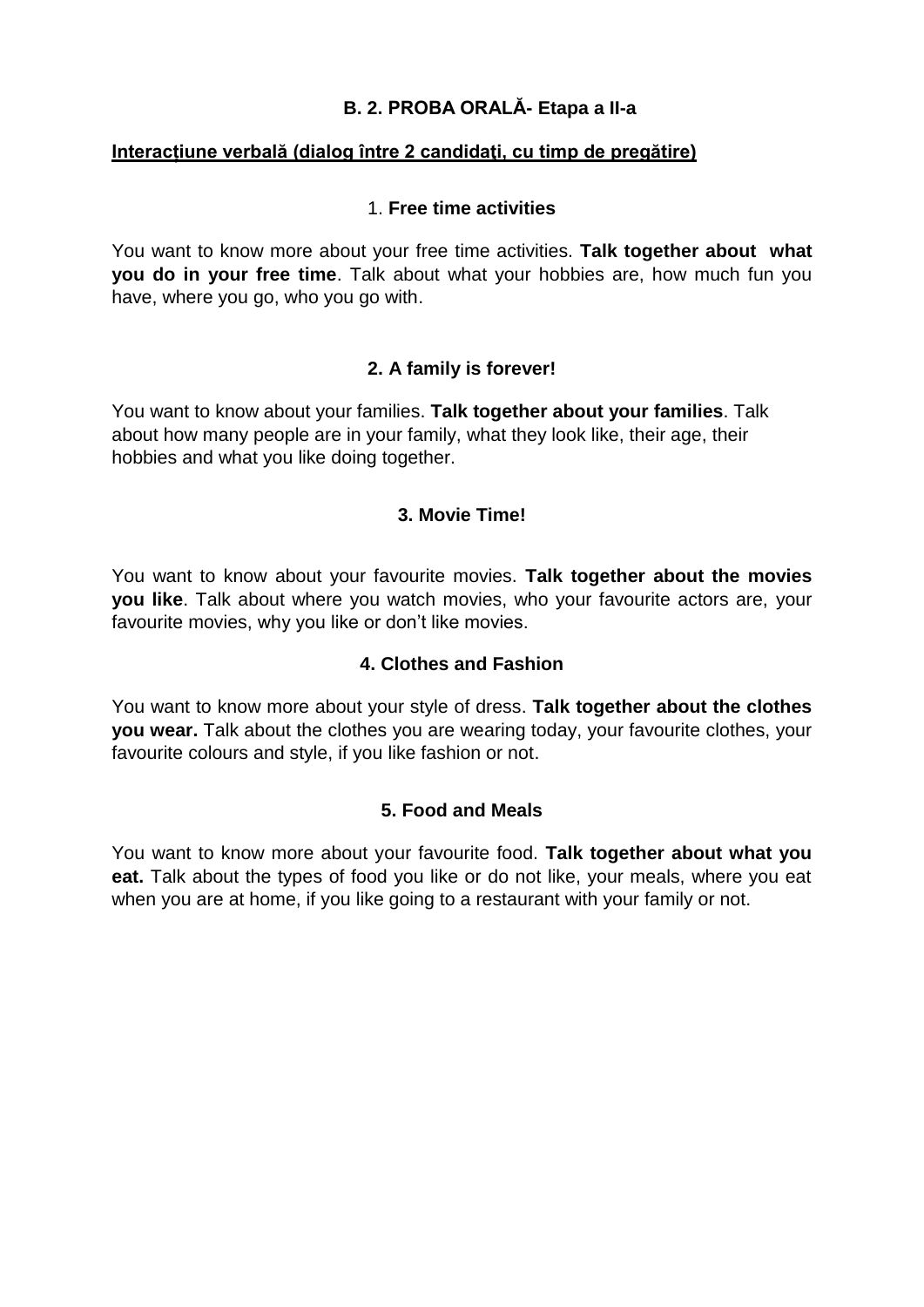## B. 2. PROBA ORALĂ- Etapa a II-a

**<u>Interacțiune verbală (dialog între 2 candidaţi, cu timp de pregătire)</u>**

### 1. **Free time activities**

You want to know more about your free time activities. **Talk together about what you do in your free time**. Talk about what your hobbies are, how much fun you have, where you go, who you go with.

### 2. A family is forever!

You want to know about your families. **Talk together about your families**. Talk about how many people are in your family, what they look like, their age, their hobbies and what you like doing together.

### 3. Movie Time!

You want to know about your favourite movies. **Talk together about the movies you like**. Talk about where you watch movies, who your favourite actors are, your favourite movies, why you like or don't like movies.

### 4. Clothes and Fashion

You want to know more about your style of dress. **Talk together about the clothes you wear.** Talk about the clothes you are wearing today, your favourite clothes, your favourite colours and style, if you like fashion or not.

### 5. Food and Meals

You want to know more about your favourite food. **Talk together about what you eat.** Talk about the types of food you like or do not like, your meals, where you eat when you are at home, if you like going to a restaurant with your family or not.